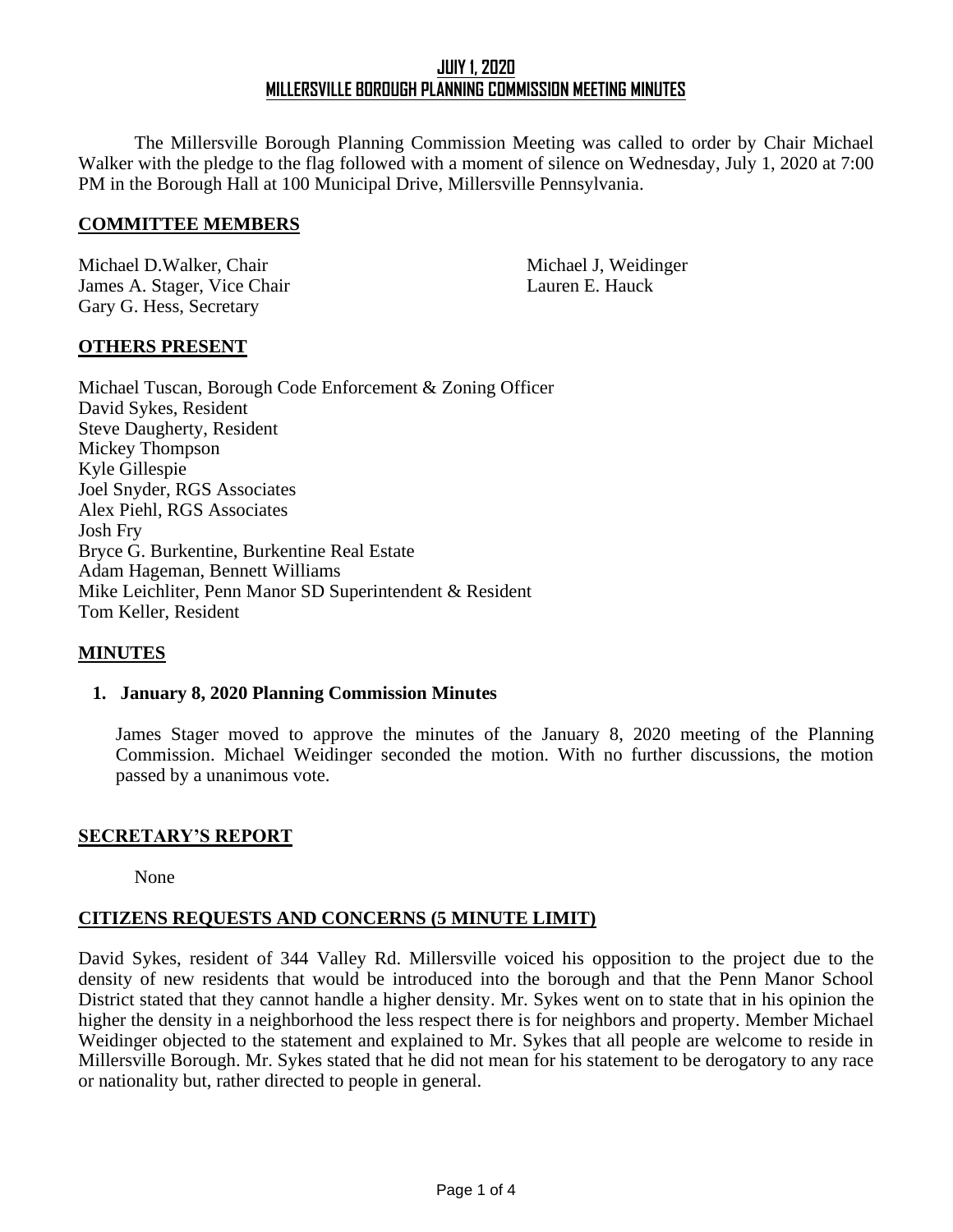# JULY 1, 2020
# MILLERSVILLE BOROUGH PLANNING COMMISSION MEETING MINUTES

The Millersville Borough Planning Commission Meeting was called to order by Chair Michael Walker with the pledge to the flag followed with a moment of silence on Wednesday, July 1, 2020 at 7:00 PM in the Borough Hall at 100 Municipal Drive, Millersville Pennsylvania.

## COMMITTEE MEMBERS

Michael D.Walker, Chair
James A. Stager, Vice Chair
Gary G. Hess, Secretary
Michael J, Weidinger
Lauren E. Hauck

## OTHERS PRESENT

Michael Tuscan, Borough Code Enforcement & Zoning Officer
David Sykes, Resident
Steve Daugherty, Resident
Mickey Thompson
Kyle Gillespie
Joel Snyder, RGS Associates
Alex Piehl, RGS Associates
Josh Fry
Bryce G. Burkentine, Burkentine Real Estate
Adam Hageman, Bennett Williams
Mike Leichliter, Penn Manor SD Superintendent & Resident
Tom Keller, Resident

## MINUTES

1. **January 8, 2020 Planning Commission Minutes**

   James Stager moved to approve the minutes of the January 8, 2020 meeting of the Planning Commission. Michael Weidinger seconded the motion. With no further discussions, the motion passed by a unanimous vote.

## SECRETARY'S REPORT

None

## CITIZENS REQUESTS AND CONCERNS (5 MINUTE LIMIT)

David Sykes, resident of 344 Valley Rd. Millersville voiced his opposition to the project due to the density of new residents that would be introduced into the borough and that the Penn Manor School District stated that they cannot handle a higher density. Mr. Sykes went on to state that in his opinion the higher the density in a neighborhood the less respect there is for neighbors and property. Member Michael Weidinger objected to the statement and explained to Mr. Sykes that all people are welcome to reside in Millersville Borough. Mr. Sykes stated that he did not mean for his statement to be derogatory to any race or nationality but, rather directed to people in general.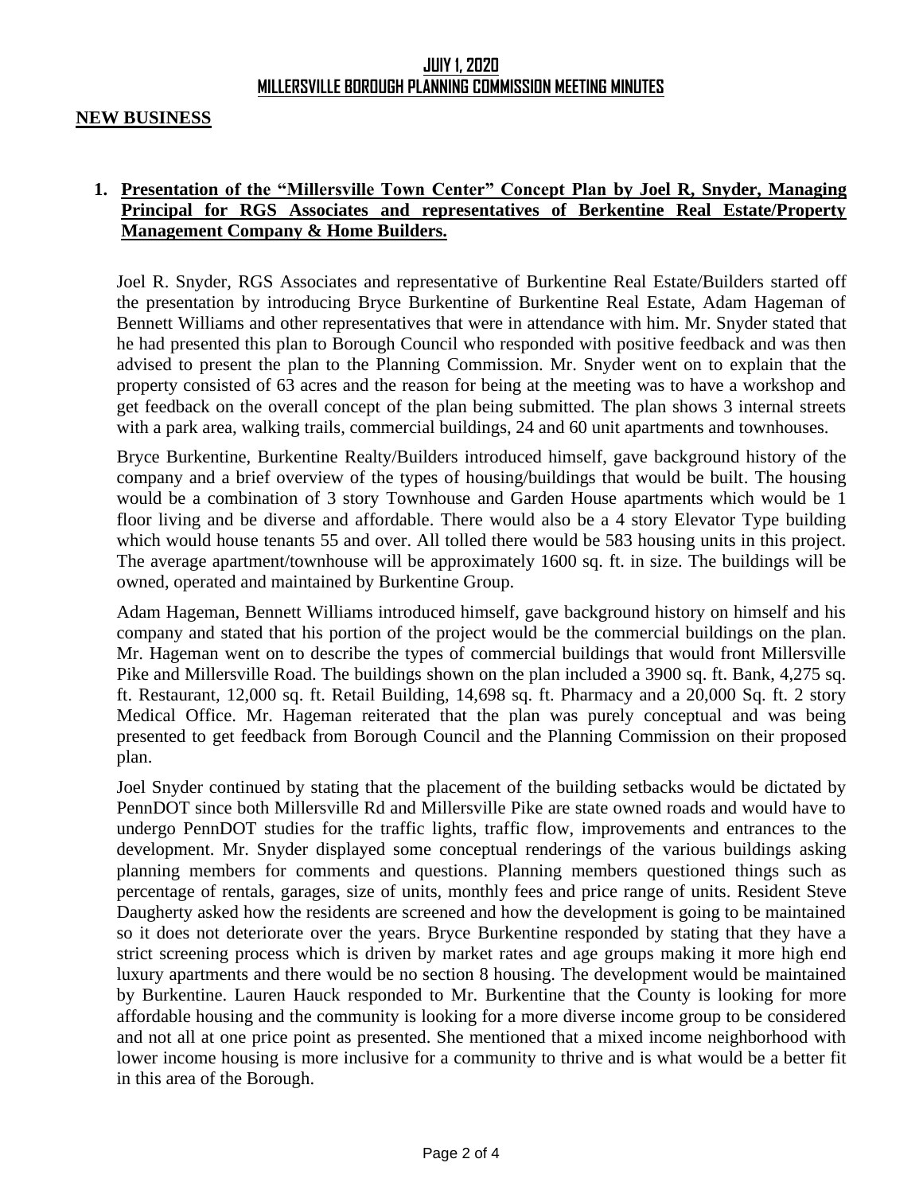**JUlY 1, 2020**
**MILLERSVILLE BOROUGH PLANNING COMMISSION MEETING MINUTES**

**NEW BUSINESS**

1. **Presentation of the "Millersville Town Center" Concept Plan by Joel R, Snyder, Managing Principal for RGS Associates and representatives of Berkentine Real Estate/Property Management Company & Home Builders.**

Joel R. Snyder, RGS Associates and representative of Burkentine Real Estate/Builders started off the presentation by introducing Bryce Burkentine of Burkentine Real Estate, Adam Hageman of Bennett Williams and other representatives that were in attendance with him. Mr. Snyder stated that he had presented this plan to Borough Council who responded with positive feedback and was then advised to present the plan to the Planning Commission. Mr. Snyder went on to explain that the property consisted of 63 acres and the reason for being at the meeting was to have a workshop and get feedback on the overall concept of the plan being submitted. The plan shows 3 internal streets with a park area, walking trails, commercial buildings, 24 and 60 unit apartments and townhouses.

Bryce Burkentine, Burkentine Realty/Builders introduced himself, gave background history of the company and a brief overview of the types of housing/buildings that would be built. The housing would be a combination of 3 story Townhouse and Garden House apartments which would be 1 floor living and be diverse and affordable. There would also be a 4 story Elevator Type building which would house tenants 55 and over. All tolled there would be 583 housing units in this project. The average apartment/townhouse will be approximately 1600 sq. ft. in size. The buildings will be owned, operated and maintained by Burkentine Group.

Adam Hageman, Bennett Williams introduced himself, gave background history on himself and his company and stated that his portion of the project would be the commercial buildings on the plan. Mr. Hageman went on to describe the types of commercial buildings that would front Millersville Pike and Millersville Road. The buildings shown on the plan included a 3900 sq. ft. Bank, 4,275 sq. ft. Restaurant, 12,000 sq. ft. Retail Building, 14,698 sq. ft. Pharmacy and a 20,000 Sq. ft. 2 story Medical Office. Mr. Hageman reiterated that the plan was purely conceptual and was being presented to get feedback from Borough Council and the Planning Commission on their proposed plan.

Joel Snyder continued by stating that the placement of the building setbacks would be dictated by PennDOT since both Millersville Rd and Millersville Pike are state owned roads and would have to undergo PennDOT studies for the traffic lights, traffic flow, improvements and entrances to the development. Mr. Snyder displayed some conceptual renderings of the various buildings asking planning members for comments and questions. Planning members questioned things such as percentage of rentals, garages, size of units, monthly fees and price range of units. Resident Steve Daugherty asked how the residents are screened and how the development is going to be maintained so it does not deteriorate over the years. Bryce Burkentine responded by stating that they have a strict screening process which is driven by market rates and age groups making it more high end luxury apartments and there would be no section 8 housing. The development would be maintained by Burkentine. Lauren Hauck responded to Mr. Burkentine that the County is looking for more affordable housing and the community is looking for a more diverse income group to be considered and not all at one price point as presented. She mentioned that a mixed income neighborhood with lower income housing is more inclusive for a community to thrive and is what would be a better fit in this area of the Borough.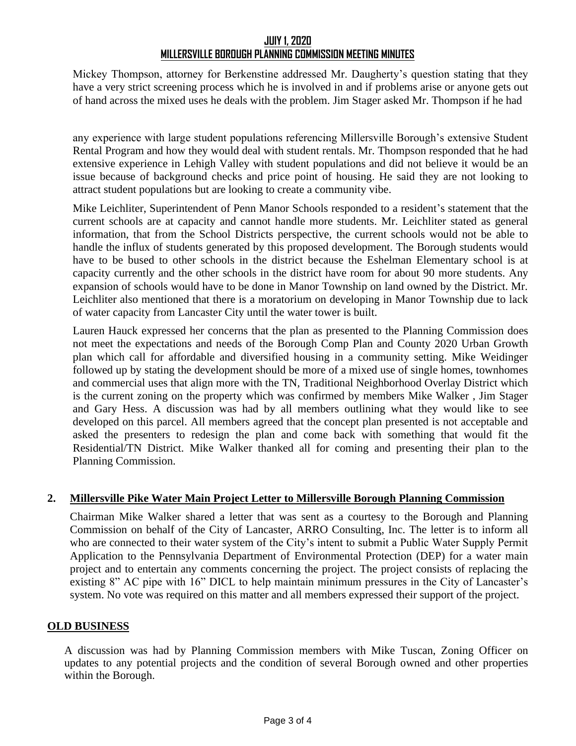Mickey Thompson, attorney for Berkenstine addressed Mr. Daugherty's question stating that they have a very strict screening process which he is involved in and if problems arise or anyone gets out of hand across the mixed uses he deals with the problem. Jim Stager asked Mr. Thompson if he had

any experience with large student populations referencing Millersville Borough's extensive Student Rental Program and how they would deal with student rentals. Mr. Thompson responded that he had extensive experience in Lehigh Valley with student populations and did not believe it would be an issue because of background checks and price point of housing. He said they are not looking to attract student populations but are looking to create a community vibe.

Mike Leichliter, Superintendent of Penn Manor Schools responded to a resident's statement that the current schools are at capacity and cannot handle more students. Mr. Leichliter stated as general information, that from the School Districts perspective, the current schools would not be able to handle the influx of students generated by this proposed development. The Borough students would have to be bused to other schools in the district because the Eshelman Elementary school is at capacity currently and the other schools in the district have room for about 90 more students. Any expansion of schools would have to be done in Manor Township on land owned by the District. Mr. Leichliter also mentioned that there is a moratorium on developing in Manor Township due to lack of water capacity from Lancaster City until the water tower is built.

Lauren Hauck expressed her concerns that the plan as presented to the Planning Commission does not meet the expectations and needs of the Borough Comp Plan and County 2020 Urban Growth plan which call for affordable and diversified housing in a community setting. Mike Weidinger followed up by stating the development should be more of a mixed use of single homes, townhomes and commercial uses that align more with the TN, Traditional Neighborhood Overlay District which is the current zoning on the property which was confirmed by members Mike Walker , Jim Stager and Gary Hess. A discussion was had by all members outlining what they would like to see developed on this parcel. All members agreed that the concept plan presented is not acceptable and asked the presenters to redesign the plan and come back with something that would fit the Residential/TN District. Mike Walker thanked all for coming and presenting their plan to the Planning Commission.

**2. Millersville Pike Water Main Project Letter to Millersville Borough Planning Commission**

Chairman Mike Walker shared a letter that was sent as a courtesy to the Borough and Planning Commission on behalf of the City of Lancaster, ARRO Consulting, Inc. The letter is to inform all who are connected to their water system of the City's intent to submit a Public Water Supply Permit Application to the Pennsylvania Department of Environmental Protection (DEP) for a water main project and to entertain any comments concerning the project. The project consists of replacing the existing 8" AC pipe with 16" DICL to help maintain minimum pressures in the City of Lancaster's system. No vote was required on this matter and all members expressed their support of the project.

**OLD BUSINESS**

A discussion was had by Planning Commission members with Mike Tuscan, Zoning Officer on updates to any potential projects and the condition of several Borough owned and other properties within the Borough.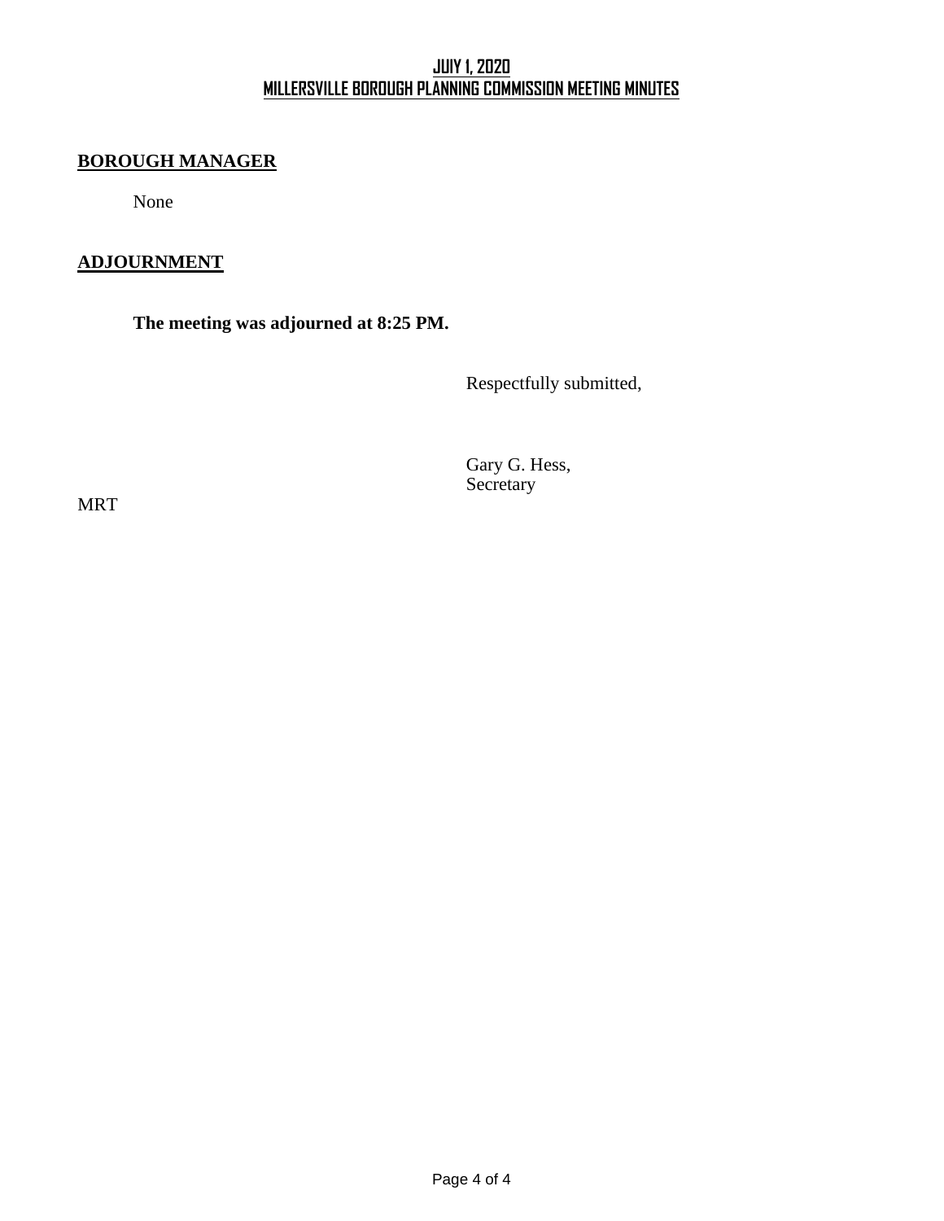## BOROUGH MANAGER

None

## ADJOURNMENT

**The meeting was adjourned at 8:25 PM.**

Respectfully submitted,

Gary G. Hess,
Secretary

MRT